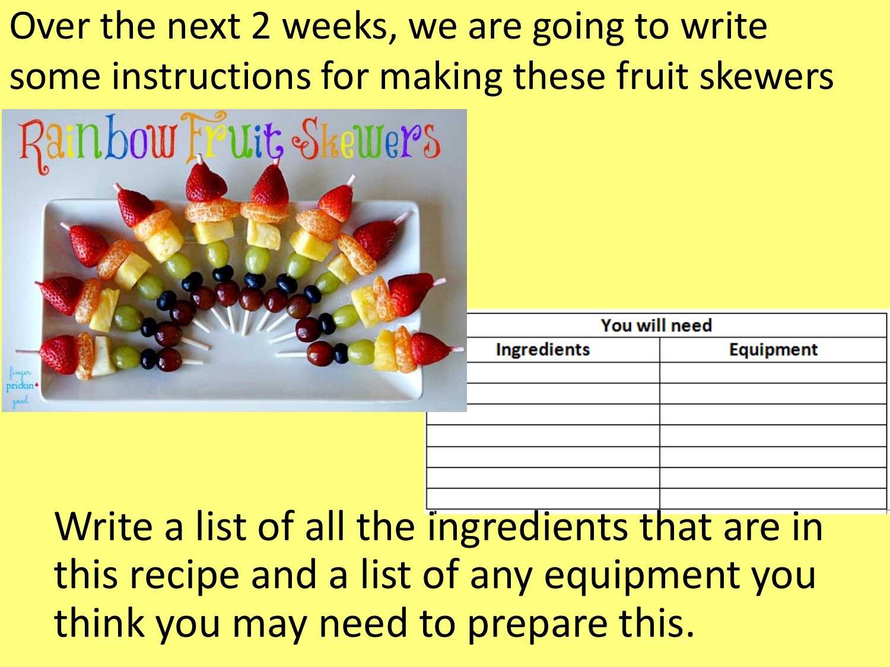Over the next 2 weeks, we are going to write some instructions for making these fruit skewers

Rainbow Fruit Skewers

| You will need | |
| --- | --- |
| **Ingredients** | **Equipment** |
| | |
| | |
| | |
| | |
| | |
| | |
| | |

Write a list of all the ingredients that are in this recipe and a list of any equipment you think you may need to prepare this.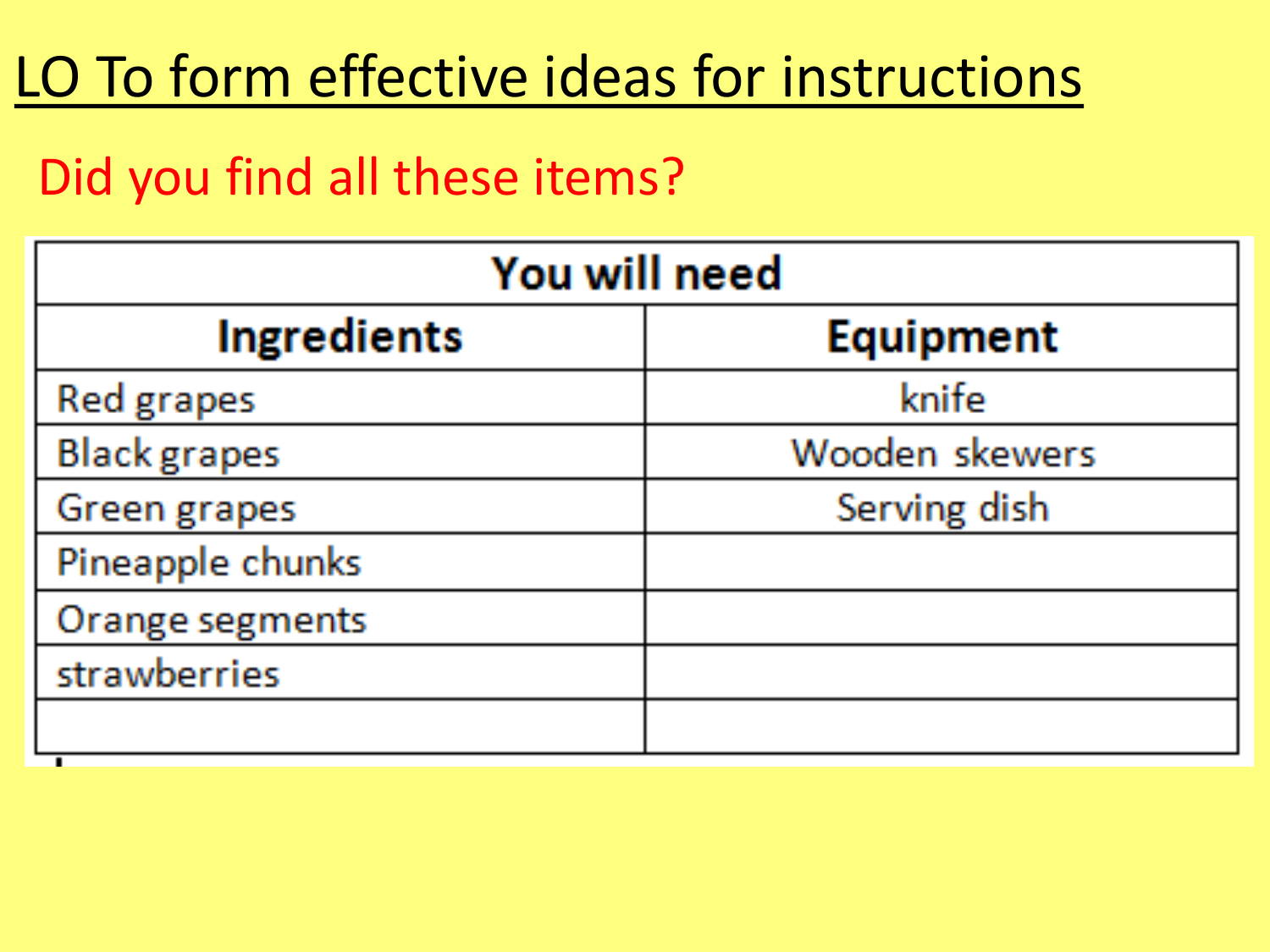# LO To form effective ideas for instructions

Did you find all these items?

| You will need | |
|---|---|
| **Ingredients** | **Equipment** |
| Red grapes | knife |
| Black grapes | Wooden skewers |
| Green grapes | Serving dish |
| Pineapple chunks | |
| Orange segments | |
| strawberries | |
| | |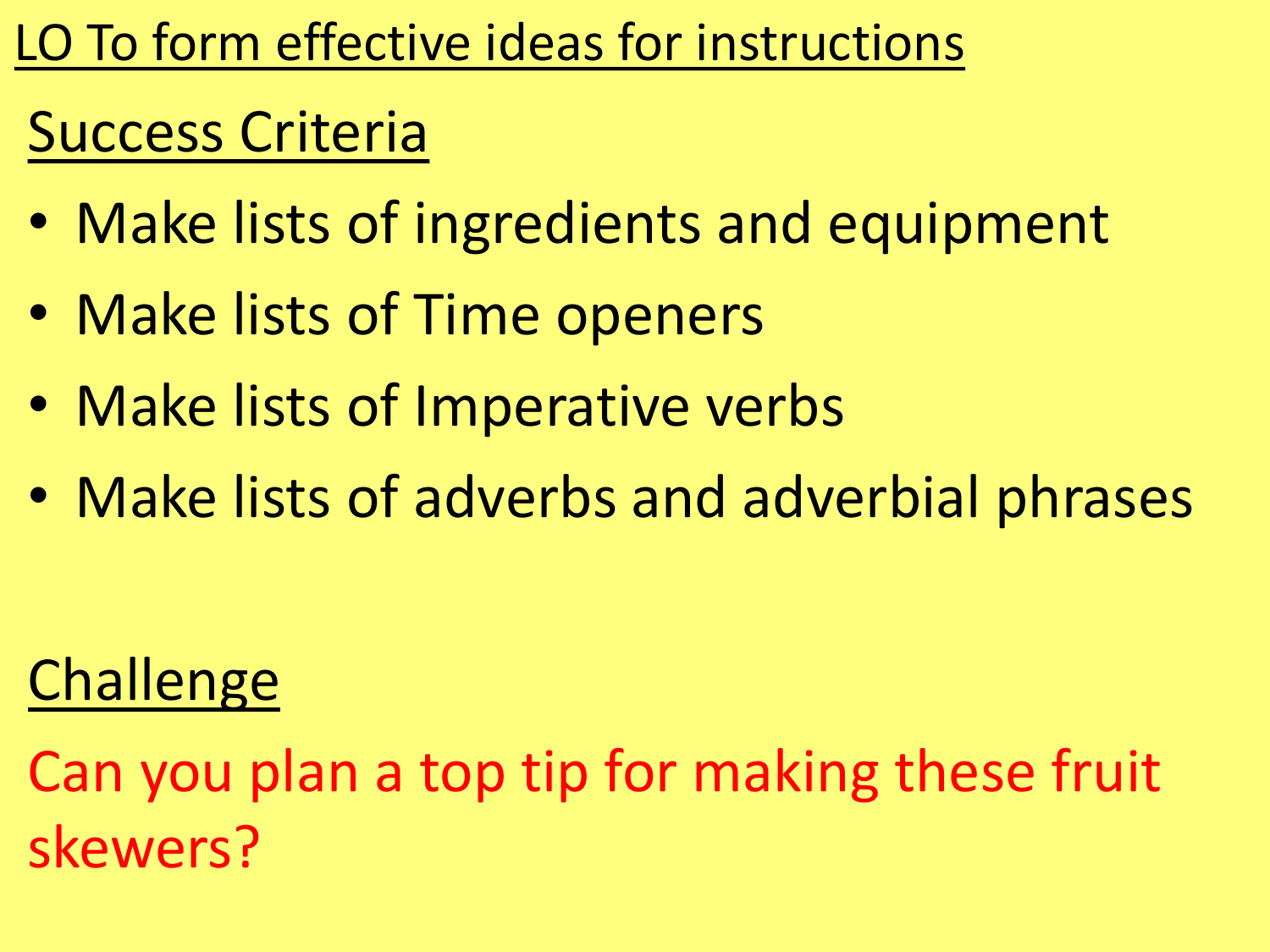# LO To form effective ideas for instructions

## Success Criteria

- Make lists of ingredients and equipment
- Make lists of Time openers
- Make lists of Imperative verbs
- Make lists of adverbs and adverbial phrases

## Challenge

Can you plan a top tip for making these fruit skewers?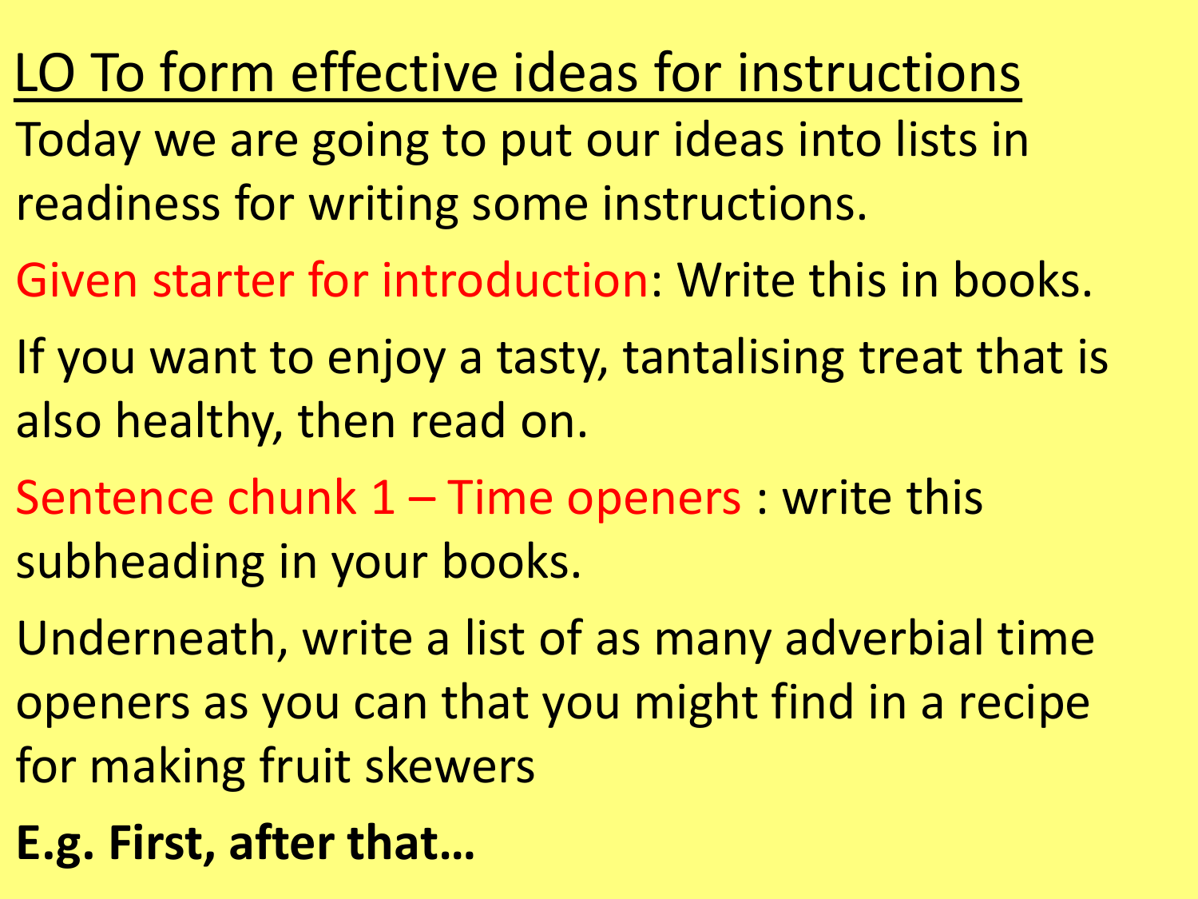# LO To form effective ideas for instructions

Today we are going to put our ideas into lists in readiness for writing some instructions.

Given starter for introduction: Write this in books.

If you want to enjoy a tasty, tantalising treat that is also healthy, then read on.

Sentence chunk 1 – Time openers : write this subheading in your books.

Underneath, write a list of as many adverbial time openers as you can that you might find in a recipe for making fruit skewers

**E.g. First, after that…**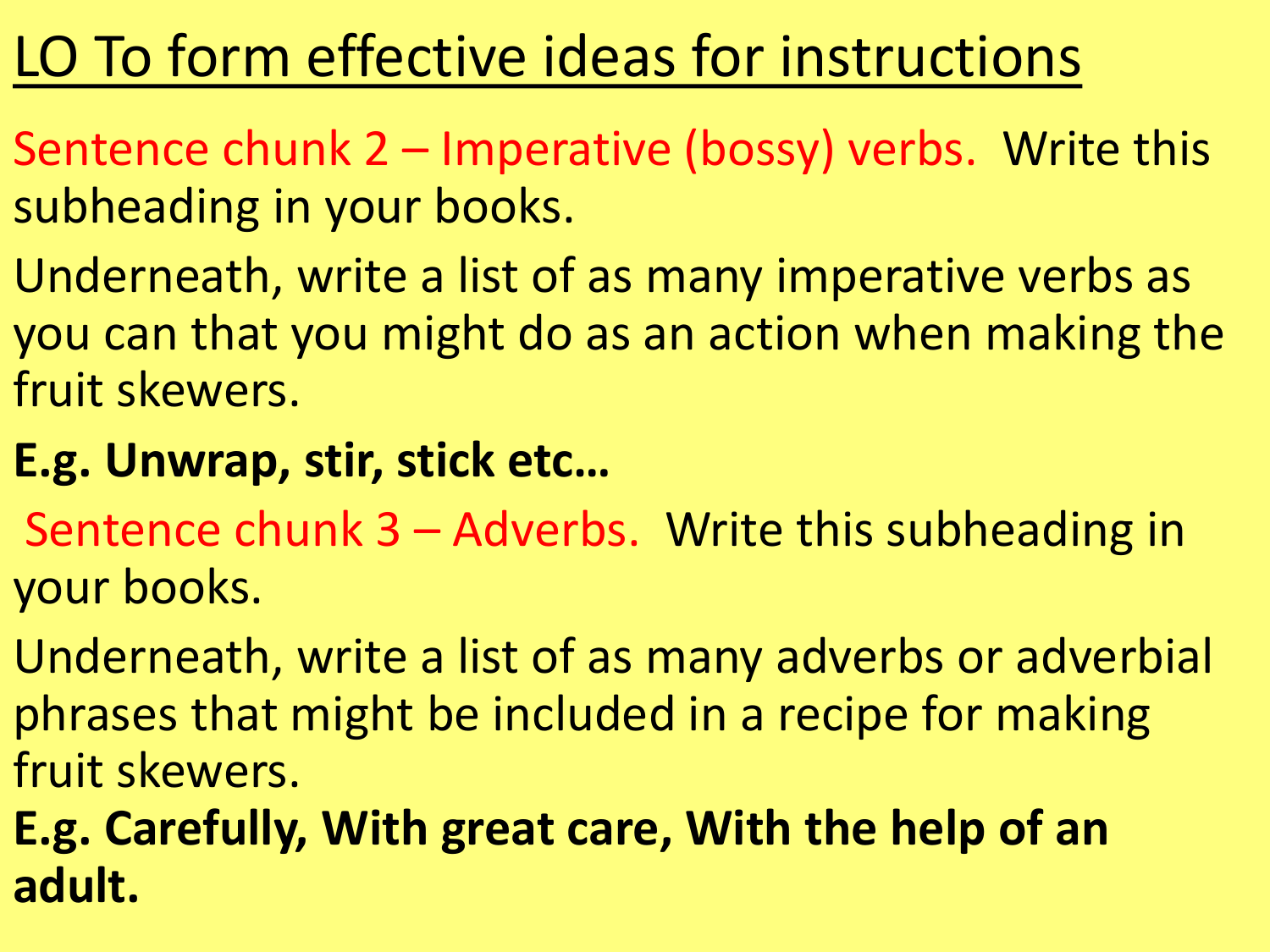# LO To form effective ideas for instructions

Sentence chunk 2 – Imperative (bossy) verbs. Write this subheading in your books.

Underneath, write a list of as many imperative verbs as you can that you might do as an action when making the fruit skewers.

**E.g. Unwrap, stir, stick etc…**

Sentence chunk 3 – Adverbs. Write this subheading in your books.

Underneath, write a list of as many adverbs or adverbial phrases that might be included in a recipe for making fruit skewers.

**E.g. Carefully, With great care, With the help of an adult.**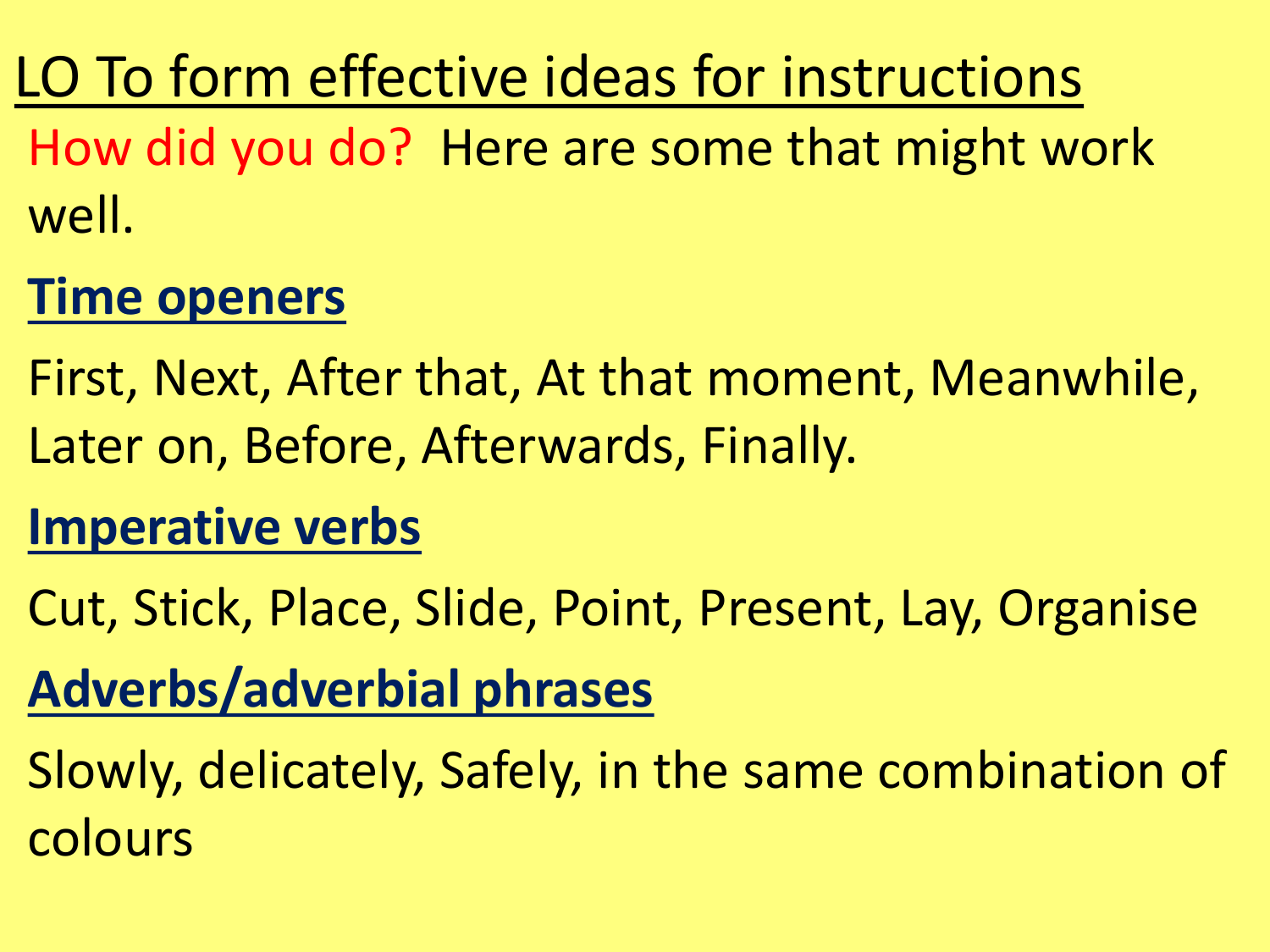# LO To form effective ideas for instructions

How did you do? Here are some that might work well.

## Time openers

First, Next, After that, At that moment, Meanwhile, Later on, Before, Afterwards, Finally.

## Imperative verbs

Cut, Stick, Place, Slide, Point, Present, Lay, Organise

## Adverbs/adverbial phrases

Slowly, delicately, Safely, in the same combination of colours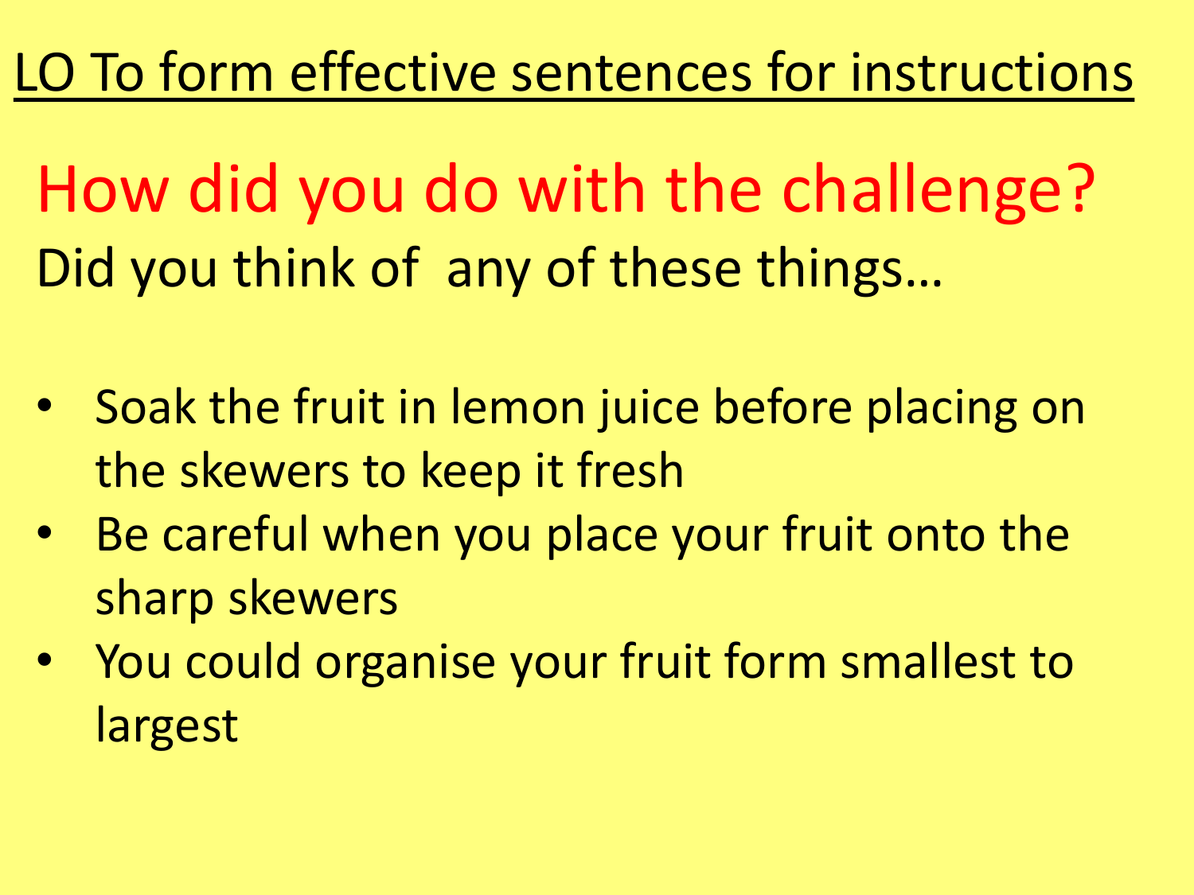<u>LO To form effective sentences for instructions</u>

## How did you do with the challenge?

Did you think of any of these things…

- Soak the fruit in lemon juice before placing on the skewers to keep it fresh
- Be careful when you place your fruit onto the sharp skewers
- You could organise your fruit form smallest to largest